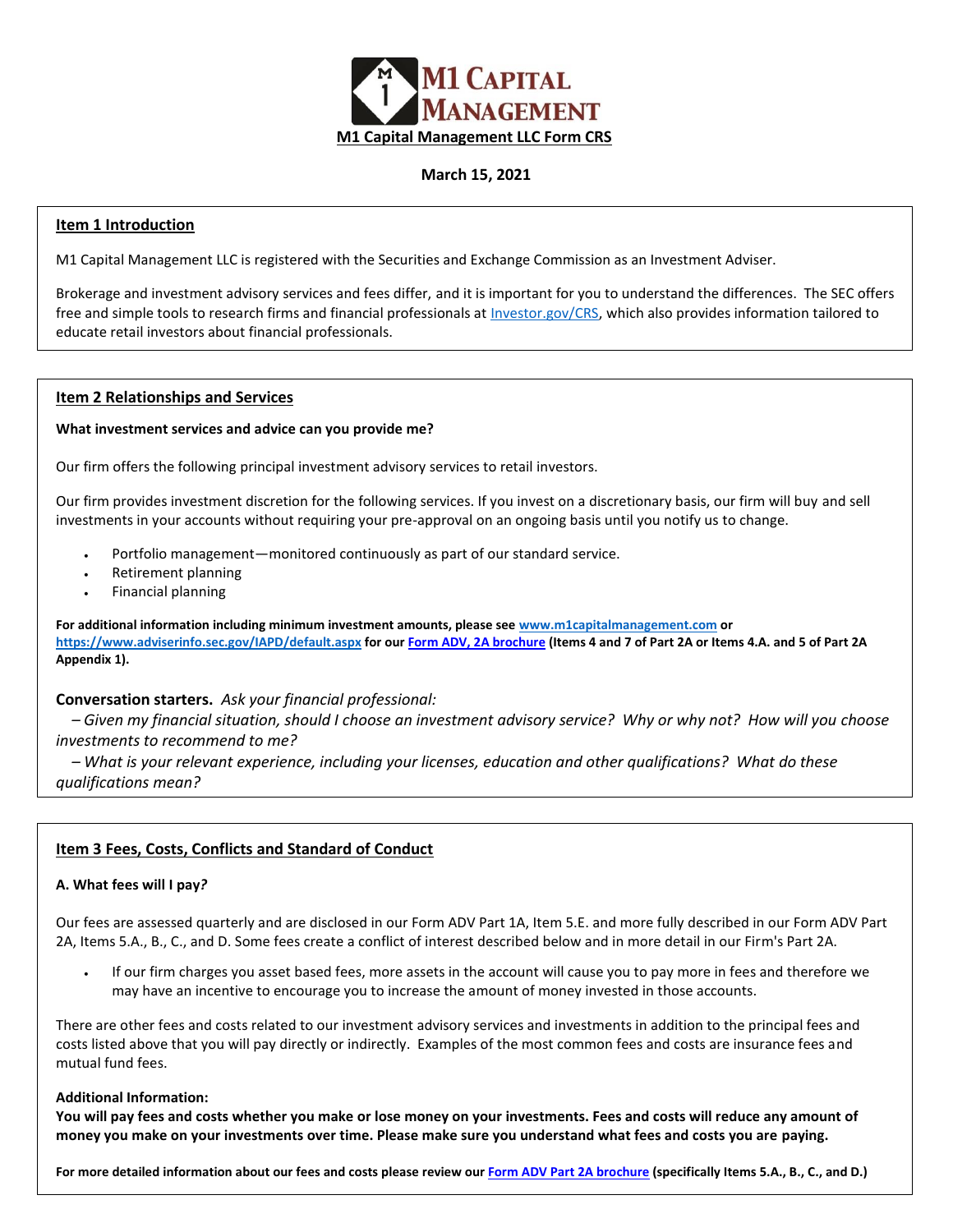# M1 Capital Management LLC Form CRS

**March 15, 2021**

## Item 1 Introduction

M1 Capital Management LLC is registered with the Securities and Exchange Commission as an Investment Adviser.

Brokerage and investment advisory services and fees differ, and it is important for you to understand the differences. The SEC offers free and simple tools to research firms and financial professionals at [Investor.gov/CRS](Investor.gov/CRS), which also provides information tailored to educate retail investors about financial professionals.

## Item 2 Relationships and Services

**What investment services and advice can you provide me?**

Our firm offers the following principal investment advisory services to retail investors.

Our firm provides investment discretion for the following services. If you invest on a discretionary basis, our firm will buy and sell investments in your accounts without requiring your pre-approval on an ongoing basis until you notify us to change.

- Portfolio management—monitored continuously as part of our standard service.
- Retirement planning
- Financial planning

**For additional information including minimum investment amounts, please see [www.m1capitalmanagement.com](www.m1capitalmanagement.com) or [https://www.adviserinfo.sec.gov/IAPD/default.aspx](https://www.adviserinfo.sec.gov/IAPD/default.aspx) for our Form ADV, 2A brochure (Items 4 and 7 of Part 2A or Items 4.A. and 5 of Part 2A Appendix 1).**

**Conversation starters.** *Ask your financial professional:*

*– Given my financial situation, should I choose an investment advisory service? Why or why not? How will you choose investments to recommend to me?*

*– What is your relevant experience, including your licenses, education and other qualifications? What do these qualifications mean?*

## Item 3 Fees, Costs, Conflicts and Standard of Conduct

**A. What fees will I pay?**

Our fees are assessed quarterly and are disclosed in our Form ADV Part 1A, Item 5.E. and more fully described in our Form ADV Part 2A, Items 5.A., B., C., and D. Some fees create a conflict of interest described below and in more detail in our Firm's Part 2A.

- If our firm charges you asset based fees, more assets in the account will cause you to pay more in fees and therefore we may have an incentive to encourage you to increase the amount of money invested in those accounts.

There are other fees and costs related to our investment advisory services and investments in addition to the principal fees and costs listed above that you will pay directly or indirectly. Examples of the most common fees and costs are insurance fees and mutual fund fees.

**Additional Information:**
**You will pay fees and costs whether you make or lose money on your investments. Fees and costs will reduce any amount of money you make on your investments over time. Please make sure you understand what fees and costs you are paying.**

**For more detailed information about our fees and costs please review our Form ADV Part 2A brochure (specifically Items 5.A., B., C., and D.)**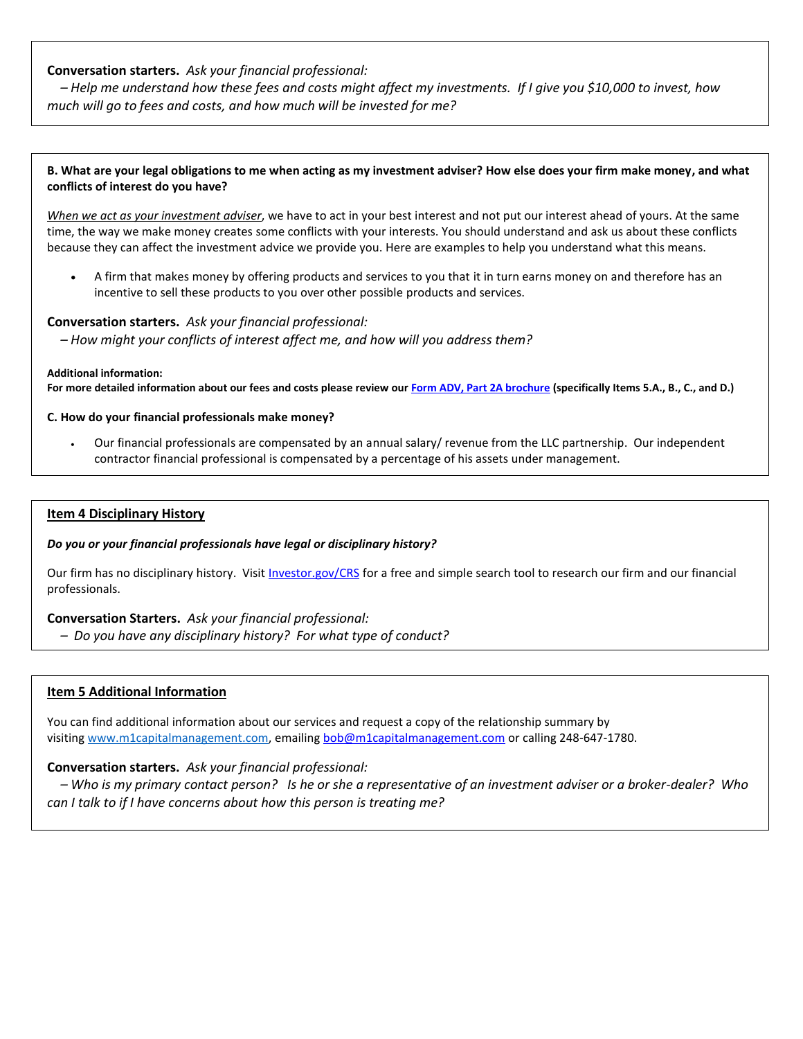**Conversation starters.** *Ask your financial professional:*

*– Help me understand how these fees and costs might affect my investments. If I give you $10,000 to invest, how much will go to fees and costs, and how much will be invested for me?*

**B. What are your legal obligations to me when acting as my investment adviser? How else does your firm make money, and what conflicts of interest do you have?**

*When we act as your investment adviser*, we have to act in your best interest and not put our interest ahead of yours. At the same time, the way we make money creates some conflicts with your interests. You should understand and ask us about these conflicts because they can affect the investment advice we provide you. Here are examples to help you understand what this means.

- A firm that makes money by offering products and services to you that it in turn earns money on and therefore has an incentive to sell these products to you over other possible products and services.

**Conversation starters.** *Ask your financial professional:*

*– How might your conflicts of interest affect me, and how will you address them?*

**Additional information:**
**For more detailed information about our fees and costs please review our Form ADV, Part 2A brochure (specifically Items 5.A., B., C., and D.)**

**C. How do your financial professionals make money?**

- Our financial professionals are compensated by an annual salary/ revenue from the LLC partnership. Our independent contractor financial professional is compensated by a percentage of his assets under management.

## Item 4 Disciplinary History

***Do you or your financial professionals have legal or disciplinary history?***

Our firm has no disciplinary history. Visit Investor.gov/CRS for a free and simple search tool to research our firm and our financial professionals.

**Conversation Starters.** *Ask your financial professional:*

*– Do you have any disciplinary history? For what type of conduct?*

## Item 5 Additional Information

You can find additional information about our services and request a copy of the relationship summary by visiting www.m1capitalmanagement.com, emailing bob@m1capitalmanagement.com or calling 248-647-1780.

**Conversation starters.** *Ask your financial professional:*

*– Who is my primary contact person? Is he or she a representative of an investment adviser or a broker-dealer? Who can I talk to if I have concerns about how this person is treating me?*